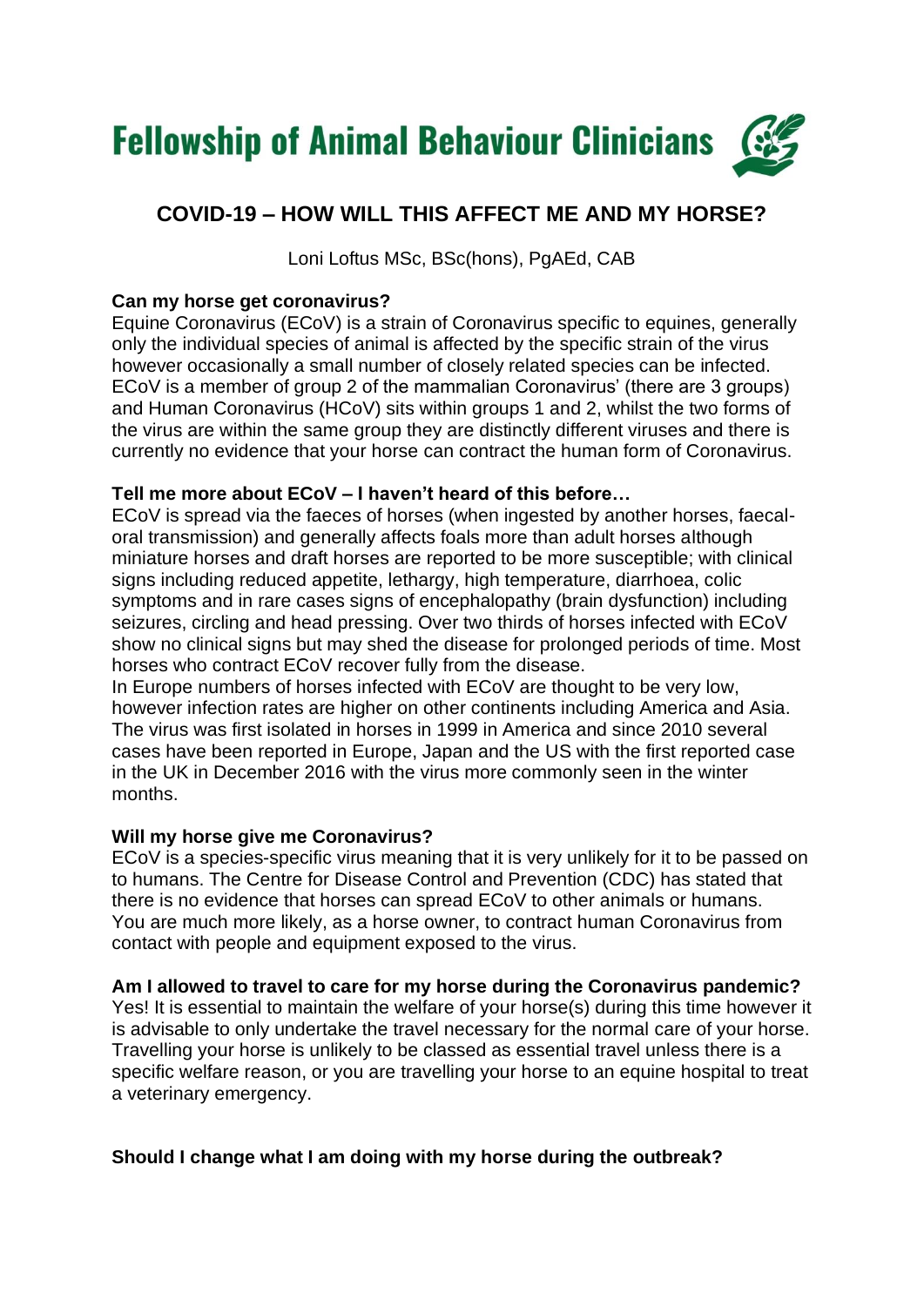**Fellowship of Animal Behaviour Clinicians**

# COVID-19 – HOW WILL THIS AFFECT ME AND MY HORSE?

Loni Loftus MSc, BSc(hons), PgAEd, CAB

**Can my horse get coronavirus?**

Equine Coronavirus (ECoV) is a strain of Coronavirus specific to equines, generally only the individual species of animal is affected by the specific strain of the virus however occasionally a small number of closely related species can be infected. ECoV is a member of group 2 of the mammalian Coronavirus' (there are 3 groups) and Human Coronavirus (HCoV) sits within groups 1 and 2, whilst the two forms of the virus are within the same group they are distinctly different viruses and there is currently no evidence that your horse can contract the human form of Coronavirus.

**Tell me more about ECoV – I haven't heard of this before…**

ECoV is spread via the faeces of horses (when ingested by another horses, faecal-oral transmission) and generally affects foals more than adult horses although miniature horses and draft horses are reported to be more susceptible; with clinical signs including reduced appetite, lethargy, high temperature, diarrhoea, colic symptoms and in rare cases signs of encephalopathy (brain dysfunction) including seizures, circling and head pressing. Over two thirds of horses infected with ECoV show no clinical signs but may shed the disease for prolonged periods of time. Most horses who contract ECoV recover fully from the disease.

In Europe numbers of horses infected with ECoV are thought to be very low, however infection rates are higher on other continents including America and Asia. The virus was first isolated in horses in 1999 in America and since 2010 several cases have been reported in Europe, Japan and the US with the first reported case in the UK in December 2016 with the virus more commonly seen in the winter months.

**Will my horse give me Coronavirus?**

ECoV is a species-specific virus meaning that it is very unlikely for it to be passed on to humans. The Centre for Disease Control and Prevention (CDC) has stated that there is no evidence that horses can spread ECoV to other animals or humans. You are much more likely, as a horse owner, to contract human Coronavirus from contact with people and equipment exposed to the virus.

**Am I allowed to travel to care for my horse during the Coronavirus pandemic?**

Yes! It is essential to maintain the welfare of your horse(s) during this time however it is advisable to only undertake the travel necessary for the normal care of your horse. Travelling your horse is unlikely to be classed as essential travel unless there is a specific welfare reason, or you are travelling your horse to an equine hospital to treat a veterinary emergency.

**Should I change what I am doing with my horse during the outbreak?**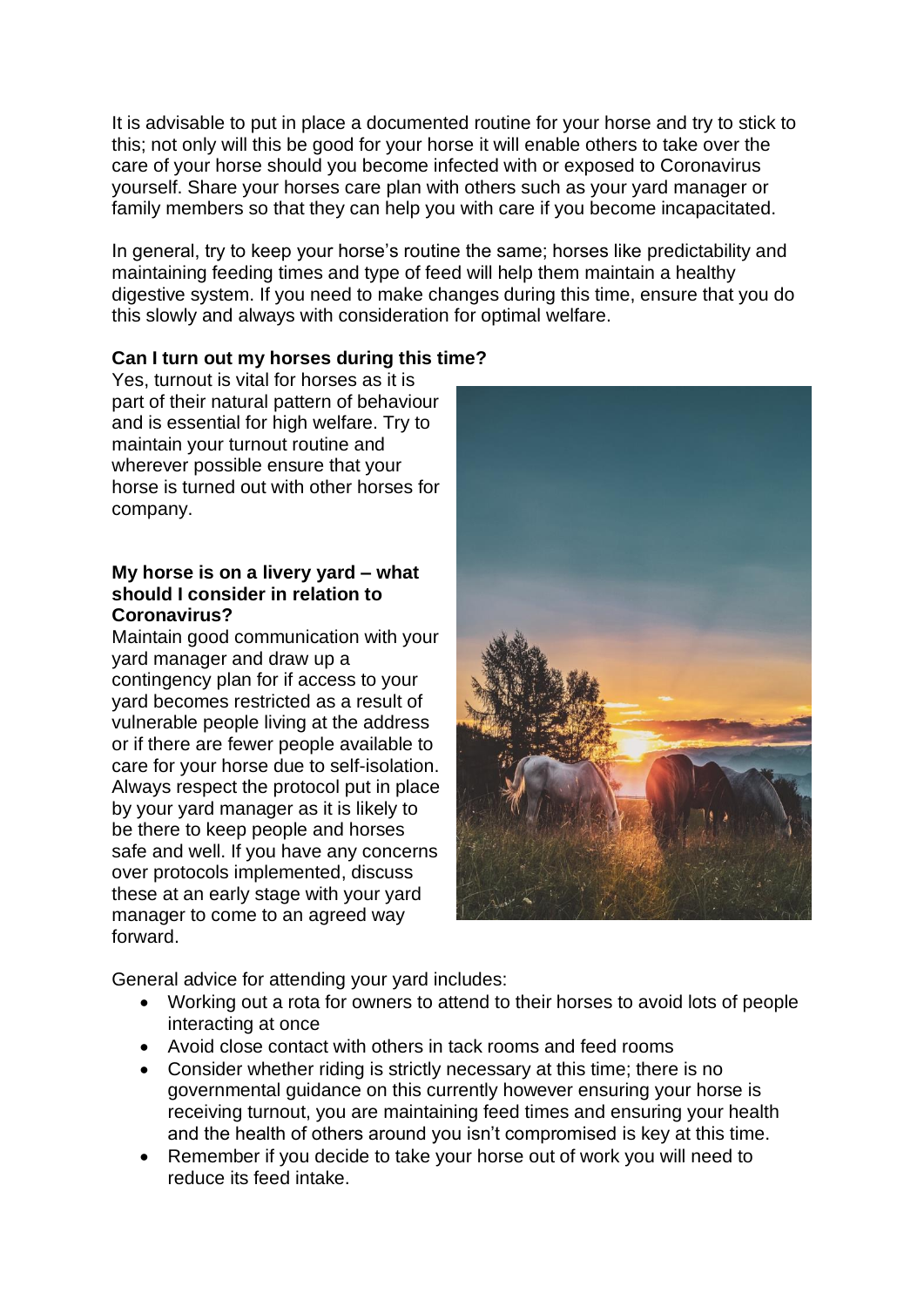It is advisable to put in place a documented routine for your horse and try to stick to this; not only will this be good for your horse it will enable others to take over the care of your horse should you become infected with or exposed to Coronavirus yourself. Share your horses care plan with others such as your yard manager or family members so that they can help you with care if you become incapacitated.

In general, try to keep your horse's routine the same; horses like predictability and maintaining feeding times and type of feed will help them maintain a healthy digestive system. If you need to make changes during this time, ensure that you do this slowly and always with consideration for optimal welfare.

**Can I turn out my horses during this time?**

Yes, turnout is vital for horses as it is part of their natural pattern of behaviour and is essential for high welfare. Try to maintain your turnout routine and wherever possible ensure that your horse is turned out with other horses for company.

**My horse is on a livery yard – what should I consider in relation to Coronavirus?**

Maintain good communication with your yard manager and draw up a contingency plan for if access to your yard becomes restricted as a result of vulnerable people living at the address or if there are fewer people available to care for your horse due to self-isolation. Always respect the protocol put in place by your yard manager as it is likely to be there to keep people and horses safe and well. If you have any concerns over protocols implemented, discuss these at an early stage with your yard manager to come to an agreed way forward.

General advice for attending your yard includes:

- Working out a rota for owners to attend to their horses to avoid lots of people interacting at once
- Avoid close contact with others in tack rooms and feed rooms
- Consider whether riding is strictly necessary at this time; there is no governmental guidance on this currently however ensuring your horse is receiving turnout, you are maintaining feed times and ensuring your health and the health of others around you isn't compromised is key at this time.
- Remember if you decide to take your horse out of work you will need to reduce its feed intake.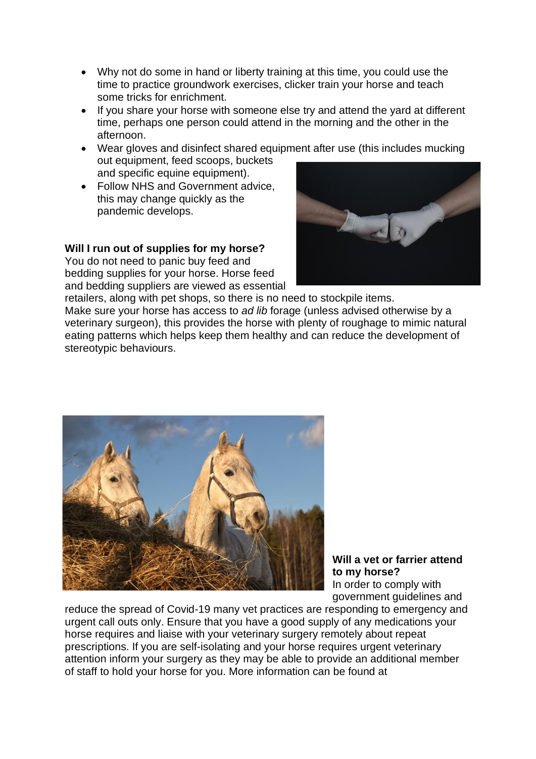- Why not do some in hand or liberty training at this time, you could use the time to practice groundwork exercises, clicker train your horse and teach some tricks for enrichment.
- If you share your horse with someone else try and attend the yard at different time, perhaps one person could attend in the morning and the other in the afternoon.
- Wear gloves and disinfect shared equipment after use (this includes mucking out equipment, feed scoops, buckets and specific equine equipment).
- Follow NHS and Government advice, this may change quickly as the pandemic develops.

**Will I run out of supplies for my horse?**

You do not need to panic buy feed and bedding supplies for your horse. Horse feed and bedding suppliers are viewed as essential retailers, along with pet shops, so there is no need to stockpile items. Make sure your horse has access to *ad lib* forage (unless advised otherwise by a veterinary surgeon), this provides the horse with plenty of roughage to mimic natural eating patterns which helps keep them healthy and can reduce the development of stereotypic behaviours.

**Will a vet or farrier attend to my horse?**

In order to comply with government guidelines and reduce the spread of Covid-19 many vet practices are responding to emergency and urgent call outs only. Ensure that you have a good supply of any medications your horse requires and liaise with your veterinary surgery remotely about repeat prescriptions. If you are self-isolating and your horse requires urgent veterinary attention inform your surgery as they may be able to provide an additional member of staff to hold your horse for you. More information can be found at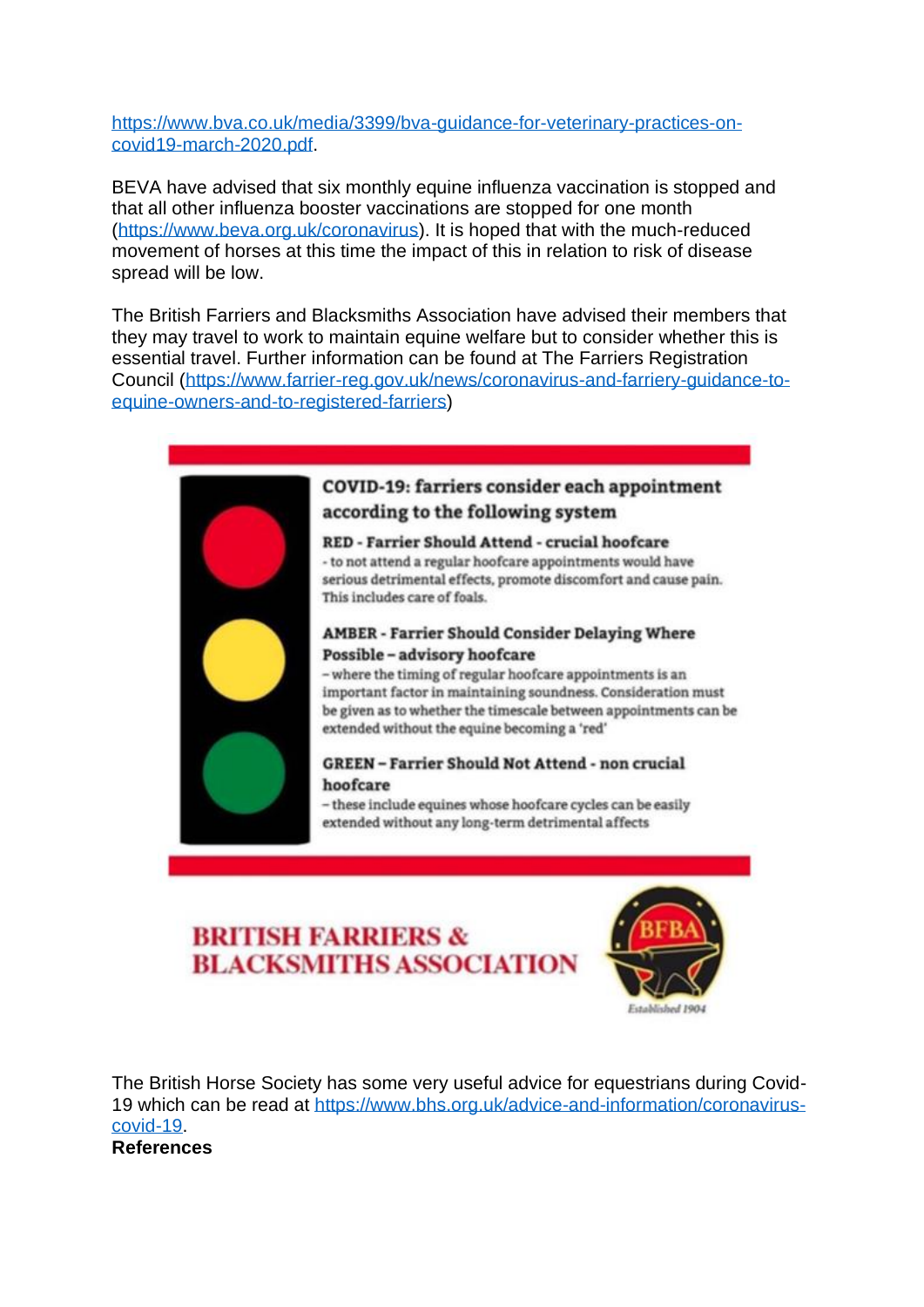https://www.bva.co.uk/media/3399/bva-guidance-for-veterinary-practices-on-covid19-march-2020.pdf.

BEVA have advised that six monthly equine influenza vaccination is stopped and that all other influenza booster vaccinations are stopped for one month (https://www.beva.org.uk/coronavirus). It is hoped that with the much-reduced movement of horses at this time the impact of this in relation to risk of disease spread will be low.

The British Farriers and Blacksmiths Association have advised their members that they may travel to work to maintain equine welfare but to consider whether this is essential travel. Further information can be found at The Farriers Registration Council (https://www.farrier-reg.gov.uk/news/coronavirus-and-farriery-guidance-to-equine-owners-and-to-registered-farriers)

**COVID-19: farriers consider each appointment according to the following system**

**RED - Farrier Should Attend - crucial hoofcare**
- to not attend a regular hoofcare appointments would have serious detrimental effects, promote discomfort and cause pain. This includes care of foals.

**AMBER - Farrier Should Consider Delaying Where Possible – advisory hoofcare**
– where the timing of regular hoofcare appointments is an important factor in maintaining soundness. Consideration must be given as to whether the timescale between appointments can be extended without the equine becoming a 'red'

**GREEN – Farrier Should Not Attend - non crucial hoofcare**
– these include equines whose hoofcare cycles can be easily extended without any long-term detrimental affects

BRITISH FARRIERS & BLACKSMITHS ASSOCIATION

BFBA Established 1904

The British Horse Society has some very useful advice for equestrians during Covid-19 which can be read at https://www.bhs.org.uk/advice-and-information/coronavirus-covid-19.

**References**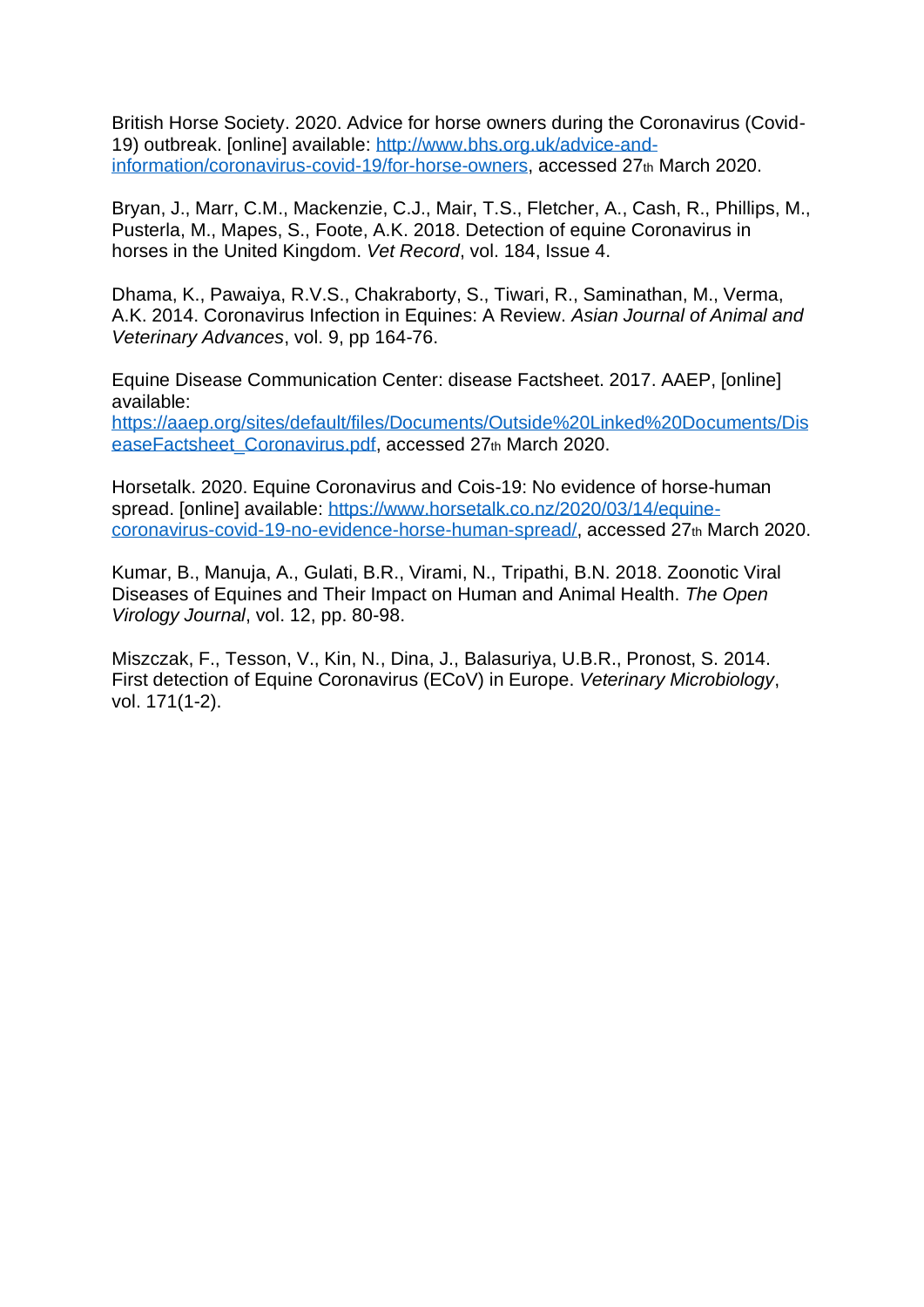British Horse Society. 2020. Advice for horse owners during the Coronavirus (Covid-19) outbreak. [online] available: http://www.bhs.org.uk/advice-and-information/coronavirus-covid-19/for-horse-owners, accessed 27th March 2020.

Bryan, J., Marr, C.M., Mackenzie, C.J., Mair, T.S., Fletcher, A., Cash, R., Phillips, M., Pusterla, M., Mapes, S., Foote, A.K. 2018. Detection of equine Coronavirus in horses in the United Kingdom. *Vet Record*, vol. 184, Issue 4.

Dhama, K., Pawaiya, R.V.S., Chakraborty, S., Tiwari, R., Saminathan, M., Verma, A.K. 2014. Coronavirus Infection in Equines: A Review. *Asian Journal of Animal and Veterinary Advances*, vol. 9, pp 164-76.

Equine Disease Communication Center: disease Factsheet. 2017. AAEP, [online] available: https://aaep.org/sites/default/files/Documents/Outside%20Linked%20Documents/DiseaseFactsheet_Coronavirus.pdf, accessed 27th March 2020.

Horsetalk. 2020. Equine Coronavirus and Cois-19: No evidence of horse-human spread. [online] available: https://www.horsetalk.co.nz/2020/03/14/equine-coronavirus-covid-19-no-evidence-horse-human-spread/, accessed 27th March 2020.

Kumar, B., Manuja, A., Gulati, B.R., Virami, N., Tripathi, B.N. 2018. Zoonotic Viral Diseases of Equines and Their Impact on Human and Animal Health. *The Open Virology Journal*, vol. 12, pp. 80-98.

Miszczak, F., Tesson, V., Kin, N., Dina, J., Balasuriya, U.B.R., Pronost, S. 2014. First detection of Equine Coronavirus (ECoV) in Europe. *Veterinary Microbiology*, vol. 171(1-2).